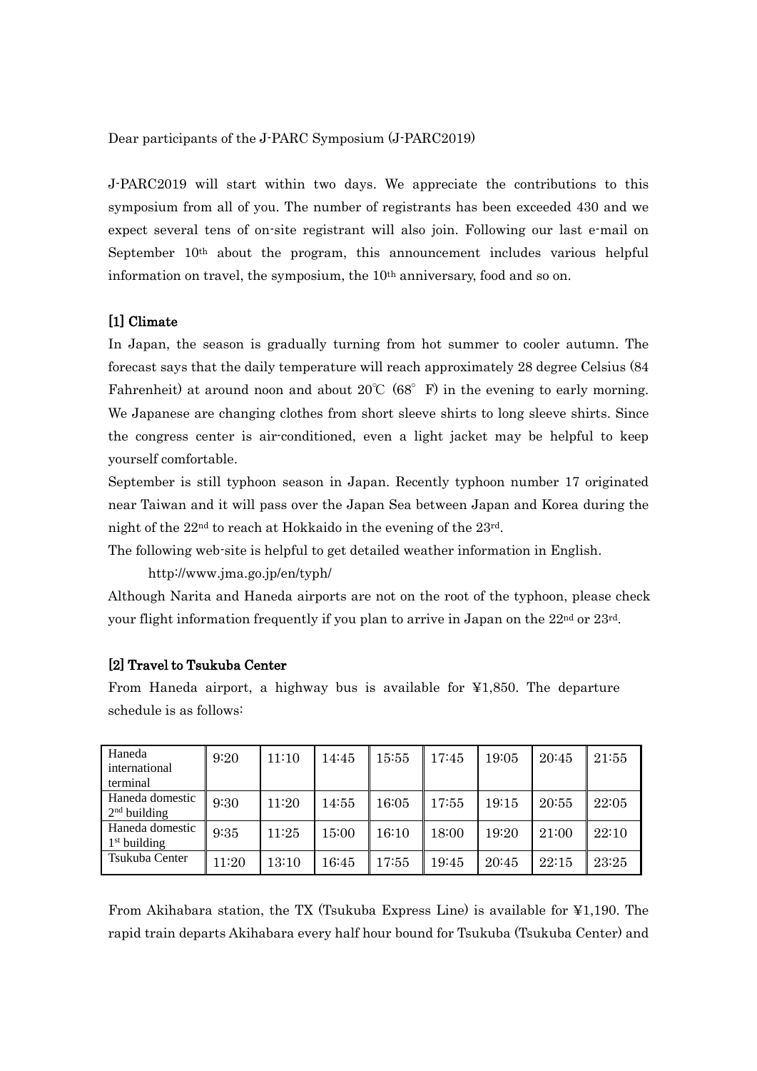Dear participants of the J-PARC Symposium (J-PARC2019)

J-PARC2019 will start within two days. We appreciate the contributions to this symposium from all of you. The number of registrants has been exceeded 430 and we expect several tens of on-site registrant will also join. Following our last e-mail on September 10th about the program, this announcement includes various helpful information on travel, the symposium, the 10th anniversary, food and so on.

## [1] Climate

In Japan, the season is gradually turning from hot summer to cooler autumn. The forecast says that the daily temperature will reach approximately 28 degree Celsius (84 Fahrenheit) at around noon and about 20℃ (68° F) in the evening to early morning. We Japanese are changing clothes from short sleeve shirts to long sleeve shirts. Since the congress center is air-conditioned, even a light jacket may be helpful to keep yourself comfortable.

September is still typhoon season in Japan. Recently typhoon number 17 originated near Taiwan and it will pass over the Japan Sea between Japan and Korea during the night of the 22nd to reach at Hokkaido in the evening of the 23rd.

The following web-site is helpful to get detailed weather information in English.

http://www.jma.go.jp/en/typh/

Although Narita and Haneda airports are not on the root of the typhoon, please check your flight information frequently if you plan to arrive in Japan on the 22nd or 23rd.

## [2] Travel to Tsukuba Center

From Haneda airport, a highway bus is available for ¥1,850. The departure schedule is as follows:

| Haneda international terminal | 9:20 | 11:10 | 14:45 | 15:55 | 17:45 | 19:05 | 20:45 | 21:55 |
|---|---|---|---|---|---|---|---|---|
| Haneda domestic 2nd building | 9:30 | 11:20 | 14:55 | 16:05 | 17:55 | 19:15 | 20:55 | 22:05 |
| Haneda domestic 1st building | 9:35 | 11:25 | 15:00 | 16:10 | 18:00 | 19:20 | 21:00 | 22:10 |
| Tsukuba Center | 11:20 | 13:10 | 16:45 | 17:55 | 19:45 | 20:45 | 22:15 | 23:25 |

From Akihabara station, the TX (Tsukuba Express Line) is available for ¥1,190. The rapid train departs Akihabara every half hour bound for Tsukuba (Tsukuba Center) and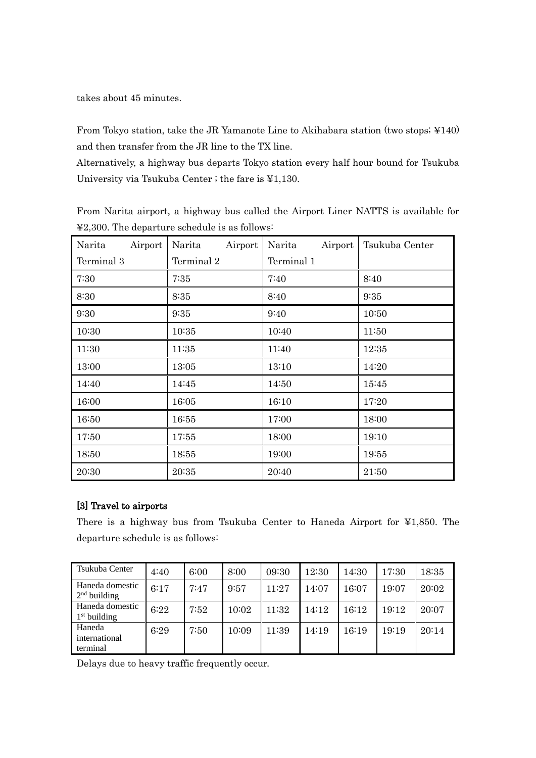takes about 45 minutes.

From Tokyo station, take the JR Yamanote Line to Akihabara station (two stops; ¥140) and then transfer from the JR line to the TX line.

Alternatively, a highway bus departs Tokyo station every half hour bound for Tsukuba University via Tsukuba Center ; the fare is ¥1,130.

From Narita airport, a highway bus called the Airport Liner NATTS is available for ¥2,300. The departure schedule is as follows:

| Narita Airport Terminal 3 | Narita Airport Terminal 2 | Narita Airport Terminal 1 | Tsukuba Center |
|---|---|---|---|
| 7:30 | 7:35 | 7:40 | 8:40 |
| 8:30 | 8:35 | 8:40 | 9:35 |
| 9:30 | 9:35 | 9:40 | 10:50 |
| 10:30 | 10:35 | 10:40 | 11:50 |
| 11:30 | 11:35 | 11:40 | 12:35 |
| 13:00 | 13:05 | 13:10 | 14:20 |
| 14:40 | 14:45 | 14:50 | 15:45 |
| 16:00 | 16:05 | 16:10 | 17:20 |
| 16:50 | 16:55 | 17:00 | 18:00 |
| 17:50 | 17:55 | 18:00 | 19:10 |
| 18;50 | 18:55 | 19:00 | 19:55 |
| 20:30 | 20:35 | 20:40 | 21:50 |

### [3] Travel to airports

There is a highway bus from Tsukuba Center to Haneda Airport for ¥1,850. The departure schedule is as follows:

| Tsukuba Center | 4:40 | 6:00 | 8:00 | 09:30 | 12:30 | 14:30 | 17:30 | 18:35 |
|---|---|---|---|---|---|---|---|---|
| Haneda domestic 2nd building | 6:17 | 7:47 | 9:57 | 11:27 | 14:07 | 16:07 | 19:07 | 20:02 |
| Haneda domestic 1st building | 6:22 | 7:52 | 10:02 | 11:32 | 14:12 | 16:12 | 19:12 | 20:07 |
| Haneda international terminal | 6:29 | 7:50 | 10:09 | 11:39 | 14:19 | 16:19 | 19:19 | 20:14 |

Delays due to heavy traffic frequently occur.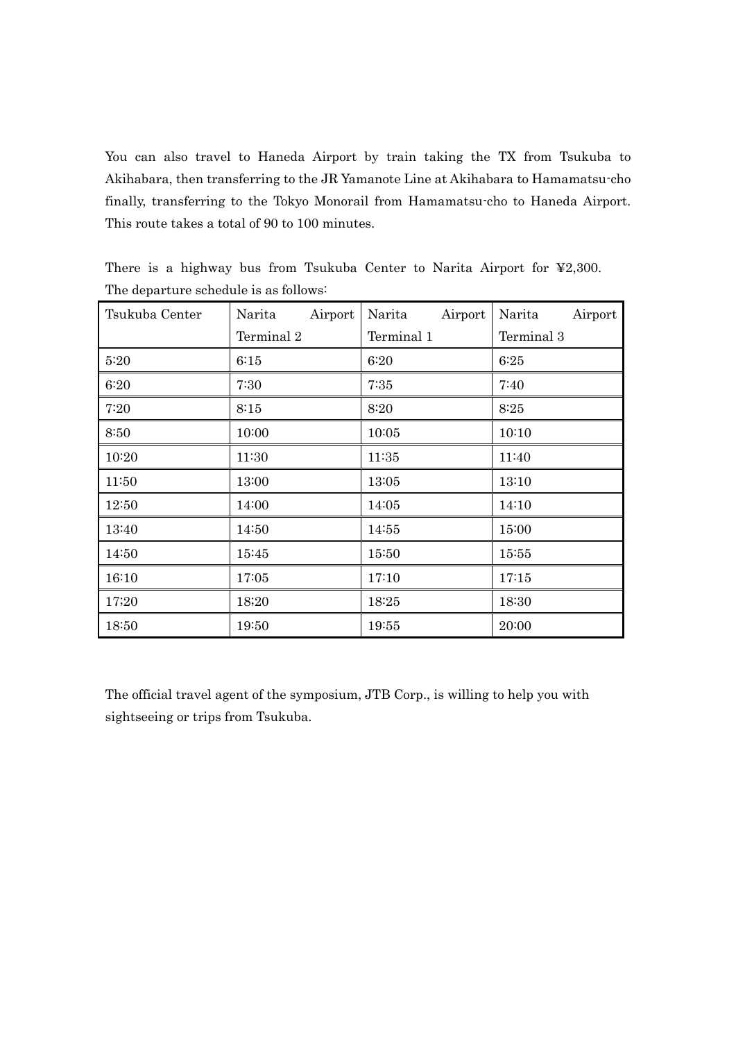You can also travel to Haneda Airport by train taking the TX from Tsukuba to Akihabara, then transferring to the JR Yamanote Line at Akihabara to Hamamatsu-cho finally, transferring to the Tokyo Monorail from Hamamatsu-cho to Haneda Airport. This route takes a total of 90 to 100 minutes.

There is a highway bus from Tsukuba Center to Narita Airport for ¥2,300. The departure schedule is as follows:

| Tsukuba Center | Narita Airport Terminal 2 | Narita Airport Terminal 1 | Narita Airport Terminal 3 |
|---|---|---|---|
| 5:20 | 6:15 | 6:20 | 6:25 |
| 6:20 | 7:30 | 7:35 | 7:40 |
| 7:20 | 8:15 | 8:20 | 8:25 |
| 8:50 | 10:00 | 10:05 | 10:10 |
| 10:20 | 11:30 | 11:35 | 11:40 |
| 11:50 | 13:00 | 13:05 | 13:10 |
| 12:50 | 14:00 | 14:05 | 14:10 |
| 13:40 | 14:50 | 14:55 | 15:00 |
| 14:50 | 15:45 | 15:50 | 15:55 |
| 16:10 | 17:05 | 17:10 | 17:15 |
| 17;20 | 18:20 | 18:25 | 18:30 |
| 18:50 | 19:50 | 19:55 | 20:00 |

The official travel agent of the symposium, JTB Corp., is willing to help you with sightseeing or trips from Tsukuba.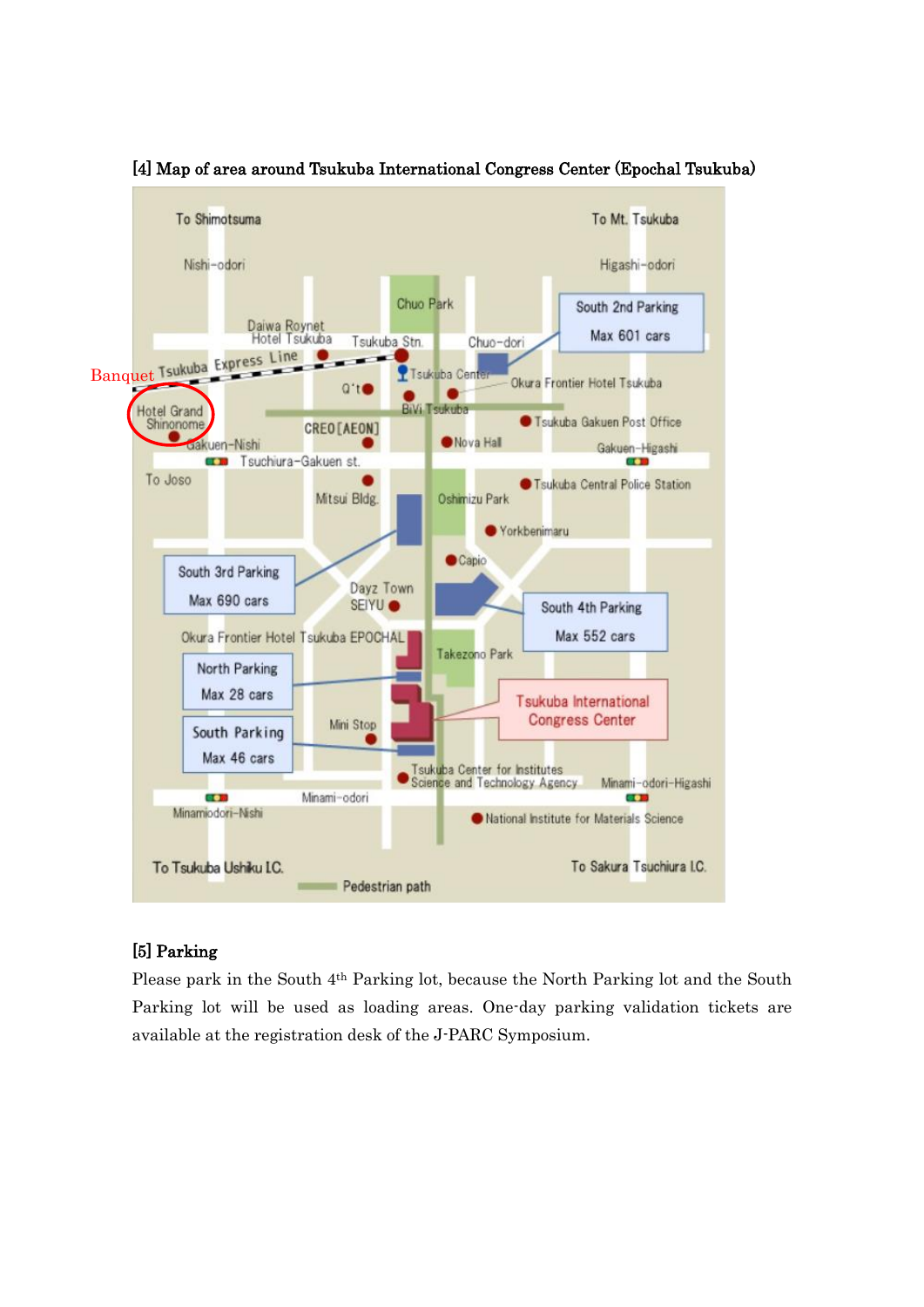### [4] Map of area around Tsukuba International Congress Center (Epochal Tsukuba)

### [5] Parking

Please park in the South 4th Parking lot, because the North Parking lot and the South Parking lot will be used as loading areas. One-day parking validation tickets are available at the registration desk of the J-PARC Symposium.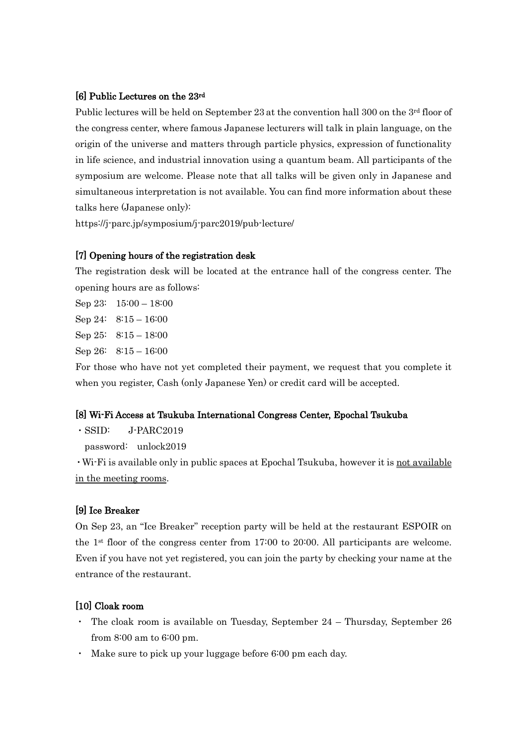### [6] Public Lectures on the 23rd

Public lectures will be held on September 23 at the convention hall 300 on the 3rd floor of the congress center, where famous Japanese lecturers will talk in plain language, on the origin of the universe and matters through particle physics, expression of functionality in life science, and industrial innovation using a quantum beam. All participants of the symposium are welcome. Please note that all talks will be given only in Japanese and simultaneous interpretation is not available. You can find more information about these talks here (Japanese only):

https://j-parc.jp/symposium/j-parc2019/pub-lecture/

### [7] Opening hours of the registration desk

The registration desk will be located at the entrance hall of the congress center. The opening hours are as follows:

Sep 23: 15:00 – 18:00
Sep 24: 8:15 – 16:00
Sep 25: 8:15 – 18:00
Sep 26: 8:15 – 16:00

For those who have not yet completed their payment, we request that you complete it when you register, Cash (only Japanese Yen) or credit card will be accepted.

### [8] Wi-Fi Access at Tsukuba International Congress Center, Epochal Tsukuba

- SSID: J-PARC2019
  password: unlock2019
- Wi-Fi is available only in public spaces at Epochal Tsukuba, however it is not available in the meeting rooms.

### [9] Ice Breaker

On Sep 23, an "Ice Breaker" reception party will be held at the restaurant ESPOIR on the 1st floor of the congress center from 17:00 to 20:00. All participants are welcome. Even if you have not yet registered, you can join the party by checking your name at the entrance of the restaurant.

### [10] Cloak room

- The cloak room is available on Tuesday, September 24 – Thursday, September 26 from 8:00 am to 6:00 pm.
- Make sure to pick up your luggage before 6:00 pm each day.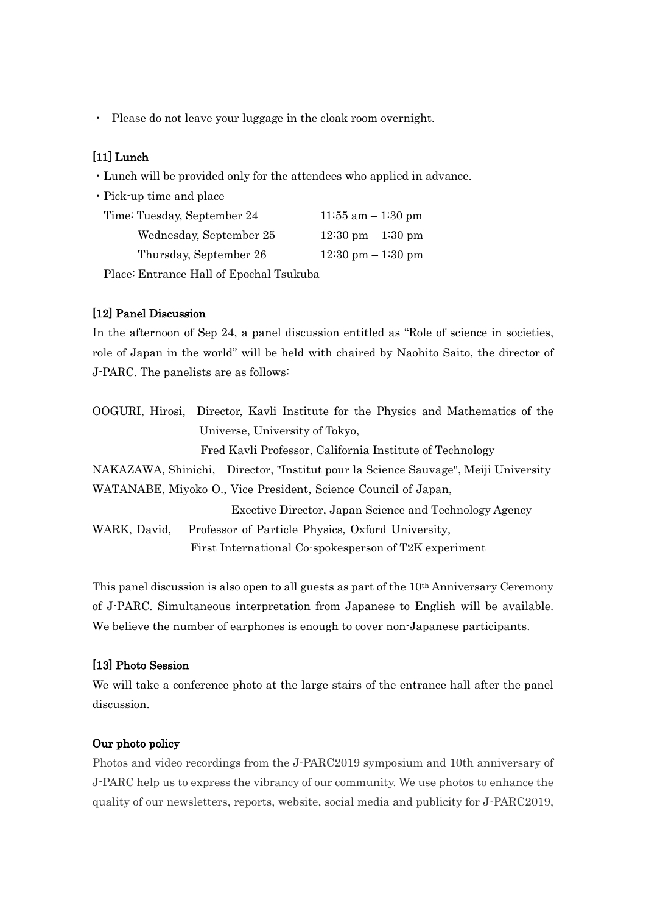- Please do not leave your luggage in the cloak room overnight.

### [11] Lunch

- Lunch will be provided only for the attendees who applied in advance.
- Pick-up time and place

| Time: | | |
|---|---|---|
| | Tuesday, September 24 | 11:55 am – 1:30 pm |
| | Wednesday, September 25 | 12:30 pm – 1:30 pm |
| | Thursday, September 26 | 12:30 pm – 1:30 pm |

Place: Entrance Hall of Epochal Tsukuba

### [12] Panel Discussion

In the afternoon of Sep 24, a panel discussion entitled as "Role of science in societies, role of Japan in the world" will be held with chaired by Naohito Saito, the director of J-PARC. The panelists are as follows:

OOGURI, Hirosi, Director, Kavli Institute for the Physics and Mathematics of the Universe, University of Tokyo,
Fred Kavli Professor, California Institute of Technology

NAKAZAWA, Shinichi, Director, "Institut pour la Science Sauvage", Meiji University

WATANABE, Miyoko O., Vice President, Science Council of Japan,
Exective Director, Japan Science and Technology Agency

WARK, David, Professor of Particle Physics, Oxford University,
First International Co-spokesperson of T2K experiment

This panel discussion is also open to all guests as part of the 10th Anniversary Ceremony of J-PARC. Simultaneous interpretation from Japanese to English will be available. We believe the number of earphones is enough to cover non-Japanese participants.

### [13] Photo Session

We will take a conference photo at the large stairs of the entrance hall after the panel discussion.

#### Our photo policy

Photos and video recordings from the J-PARC2019 symposium and 10th anniversary of J-PARC help us to express the vibrancy of our community. We use photos to enhance the quality of our newsletters, reports, website, social media and publicity for J-PARC2019,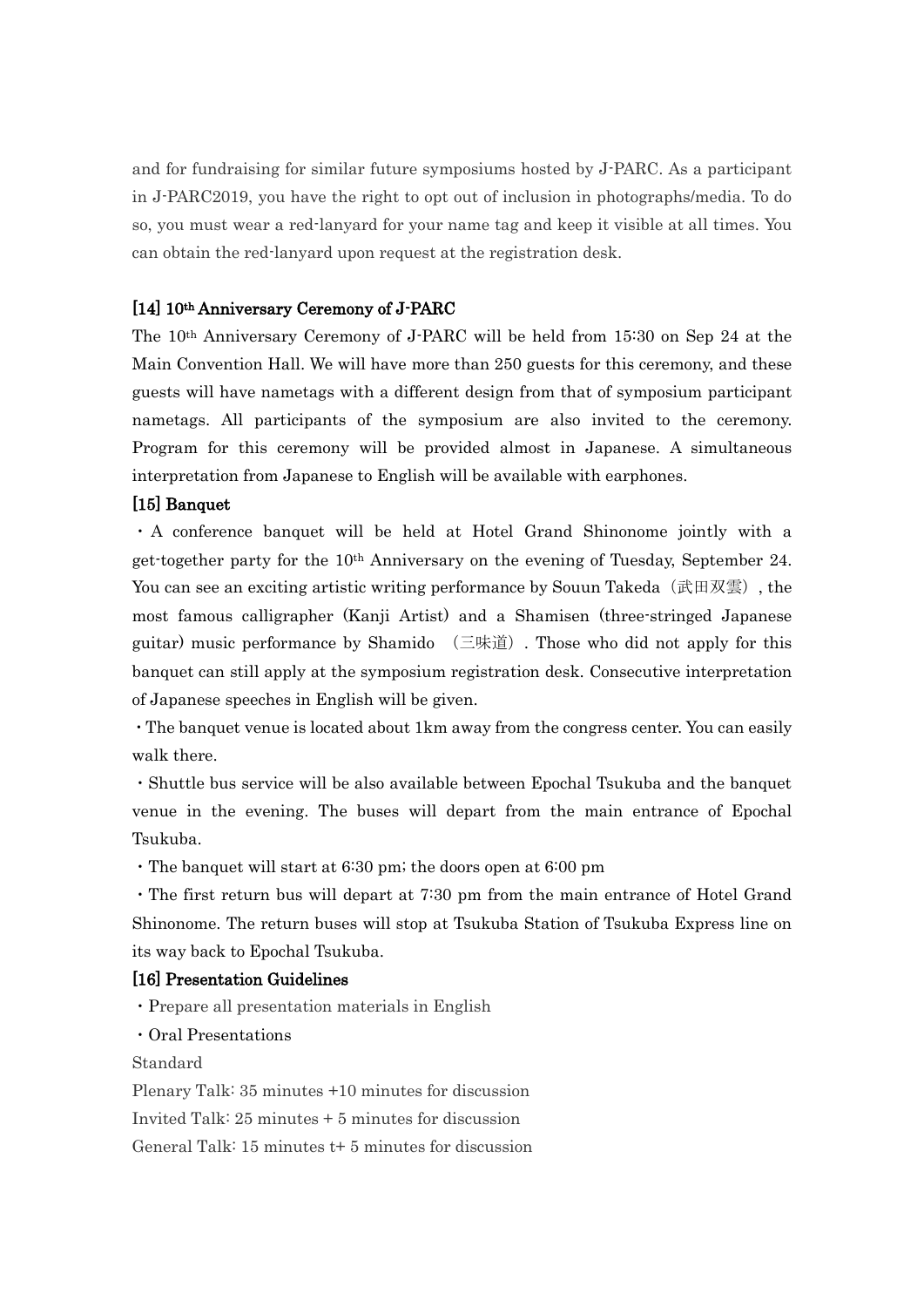and for fundraising for similar future symposiums hosted by J-PARC. As a participant in J-PARC2019, you have the right to opt out of inclusion in photographs/media. To do so, you must wear a red-lanyard for your name tag and keep it visible at all times. You can obtain the red-lanyard upon request at the registration desk.

### [14] 10th Anniversary Ceremony of J-PARC

The 10th Anniversary Ceremony of J-PARC will be held from 15:30 on Sep 24 at the Main Convention Hall. We will have more than 250 guests for this ceremony, and these guests will have nametags with a different design from that of symposium participant nametags. All participants of the symposium are also invited to the ceremony. Program for this ceremony will be provided almost in Japanese. A simultaneous interpretation from Japanese to English will be available with earphones.

### [15] Banquet

・A conference banquet will be held at Hotel Grand Shinonome jointly with a get-together party for the 10th Anniversary on the evening of Tuesday, September 24. You can see an exciting artistic writing performance by Souun Takeda（武田双雲）, the most famous calligrapher (Kanji Artist) and a Shamisen (three-stringed Japanese guitar) music performance by Shamido （三味道）. Those who did not apply for this banquet can still apply at the symposium registration desk. Consecutive interpretation of Japanese speeches in English will be given.

・The banquet venue is located about 1km away from the congress center. You can easily walk there.

・Shuttle bus service will be also available between Epochal Tsukuba and the banquet venue in the evening. The buses will depart from the main entrance of Epochal Tsukuba.

・The banquet will start at 6:30 pm; the doors open at 6:00 pm

・The first return bus will depart at 7:30 pm from the main entrance of Hotel Grand Shinonome. The return buses will stop at Tsukuba Station of Tsukuba Express line on its way back to Epochal Tsukuba.

### [16] Presentation Guidelines

・Prepare all presentation materials in English

・Oral Presentations

Standard

Plenary Talk: 35 minutes +10 minutes for discussion

Invited Talk: 25 minutes + 5 minutes for discussion

General Talk: 15 minutes t+ 5 minutes for discussion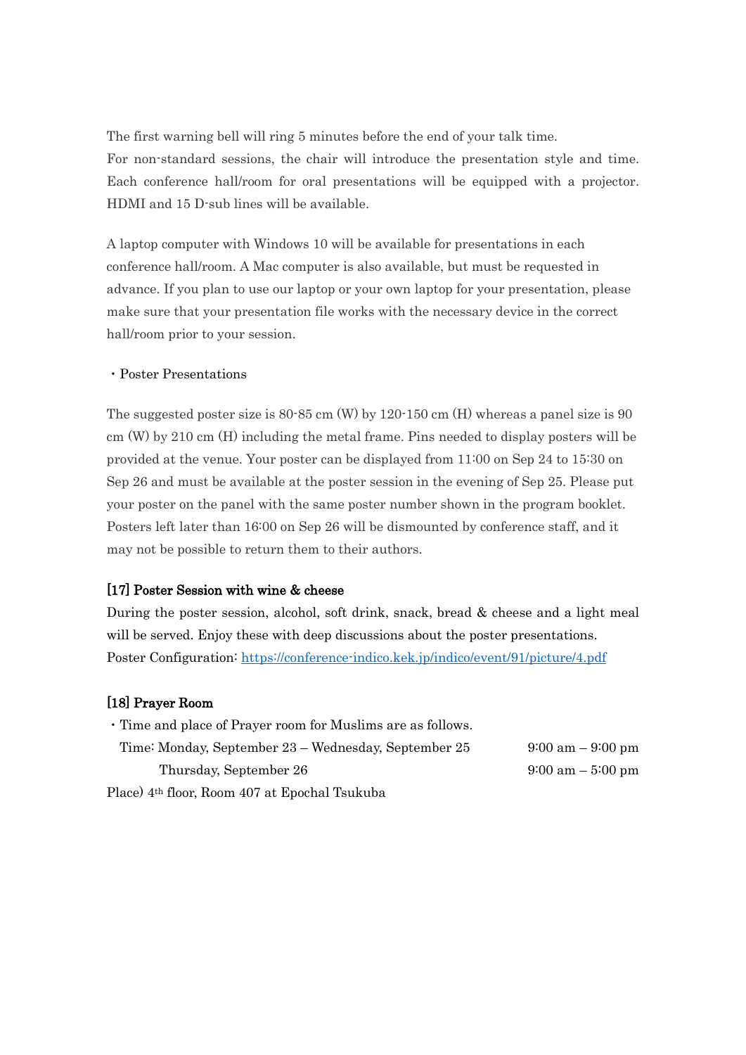The first warning bell will ring 5 minutes before the end of your talk time.
For non-standard sessions, the chair will introduce the presentation style and time. Each conference hall/room for oral presentations will be equipped with a projector. HDMI and 15 D-sub lines will be available.

A laptop computer with Windows 10 will be available for presentations in each conference hall/room. A Mac computer is also available, but must be requested in advance. If you plan to use our laptop or your own laptop for your presentation, please make sure that your presentation file works with the necessary device in the correct hall/room prior to your session.

・Poster Presentations

The suggested poster size is 80-85 cm (W) by 120-150 cm (H) whereas a panel size is 90 cm (W) by 210 cm (H) including the metal frame. Pins needed to display posters will be provided at the venue. Your poster can be displayed from 11:00 on Sep 24 to 15:30 on Sep 26 and must be available at the poster session in the evening of Sep 25. Please put your poster on the panel with the same poster number shown in the program booklet. Posters left later than 16:00 on Sep 26 will be dismounted by conference staff, and it may not be possible to return them to their authors.

### [17] Poster Session with wine & cheese

During the poster session, alcohol, soft drink, snack, bread & cheese and a light meal will be served. Enjoy these with deep discussions about the poster presentations.
Poster Configuration: https://conference-indico.kek.jp/indico/event/91/picture/4.pdf

### [18] Prayer Room

・Time and place of Prayer room for Muslims are as follows.

Time: Monday, September 23 – Wednesday, September 25 9:00 am – 9:00 pm
Thursday, September 26 9:00 am – 5:00 pm

Place) 4th floor, Room 407 at Epochal Tsukuba